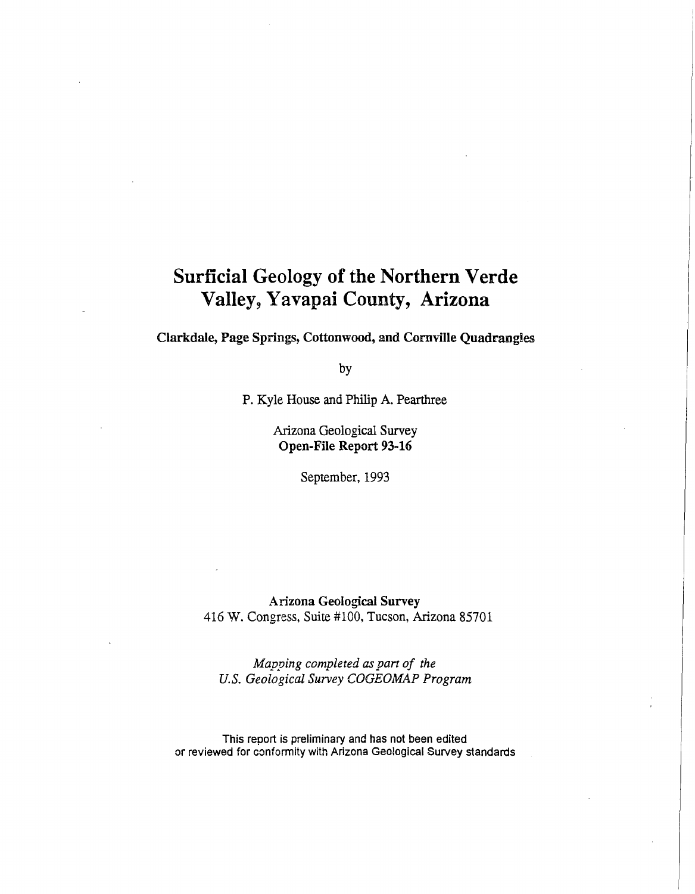# Surficial Geology of the Northern Verde Valley, Yavapai County, Arizona

**Clarkdale, Page Springs, Cottonwood, and Cornville Quadrangles**

by

P. Kyle House and Philip A. Pearthree

Arizona Geological Survey
**Open-File Report 93-16**

September, 1993

**Arizona Geological Survey**
416 W. Congress, Suite #100, Tucson, Arizona 85701

*Mapping completed as part of the*
*U.S. Geological Survey COGEOMAP Program*

This report is preliminary and has not been edited
or reviewed for conformity with Arizona Geological Survey standards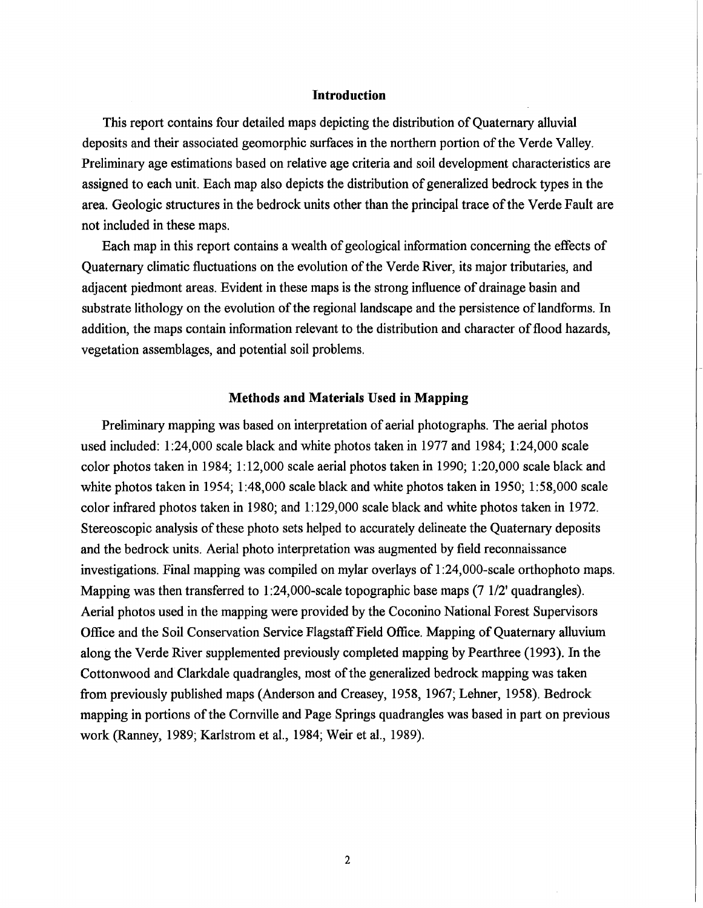## Introduction

This report contains four detailed maps depicting the distribution of Quaternary alluvial deposits and their associated geomorphic surfaces in the northern portion of the Verde Valley. Preliminary age estimations based on relative age criteria and soil development characteristics are assigned to each unit. Each map also depicts the distribution of generalized bedrock types in the area. Geologic structures in the bedrock units other than the principal trace of the Verde Fault are not included in these maps.

Each map in this report contains a wealth of geological information concerning the effects of Quaternary climatic fluctuations on the evolution of the Verde River, its major tributaries, and adjacent piedmont areas. Evident in these maps is the strong influence of drainage basin and substrate lithology on the evolution of the regional landscape and the persistence of landforms. In addition, the maps contain information relevant to the distribution and character of flood hazards, vegetation assemblages, and potential soil problems.

## Methods and Materials Used in Mapping

Preliminary mapping was based on interpretation of aerial photographs. The aerial photos used included: 1:24,000 scale black and white photos taken in 1977 and 1984; 1:24,000 scale color photos taken in 1984; 1:12,000 scale aerial photos taken in 1990; 1:20,000 scale black and white photos taken in 1954; 1:48,000 scale black and white photos taken in 1950; 1:58,000 scale color infrared photos taken in 1980; and 1:129,000 scale black and white photos taken in 1972. Stereoscopic analysis of these photo sets helped to accurately delineate the Quaternary deposits and the bedrock units. Aerial photo interpretation was augmented by field reconnaissance investigations. Final mapping was compiled on mylar overlays of 1:24,000-scale orthophoto maps. Mapping was then transferred to 1:24,000-scale topographic base maps (7 1/2' quadrangles). Aerial photos used in the mapping were provided by the Coconino National Forest Supervisors Office and the Soil Conservation Service Flagstaff Field Office. Mapping of Quaternary alluvium along the Verde River supplemented previously completed mapping by Pearthree (1993). In the Cottonwood and Clarkdale quadrangles, most of the generalized bedrock mapping was taken from previously published maps (Anderson and Creasey, 1958, 1967; Lehner, 1958). Bedrock mapping in portions of the Cornville and Page Springs quadrangles was based in part on previous work (Ranney, 1989; Karlstrom et al., 1984; Weir et al., 1989).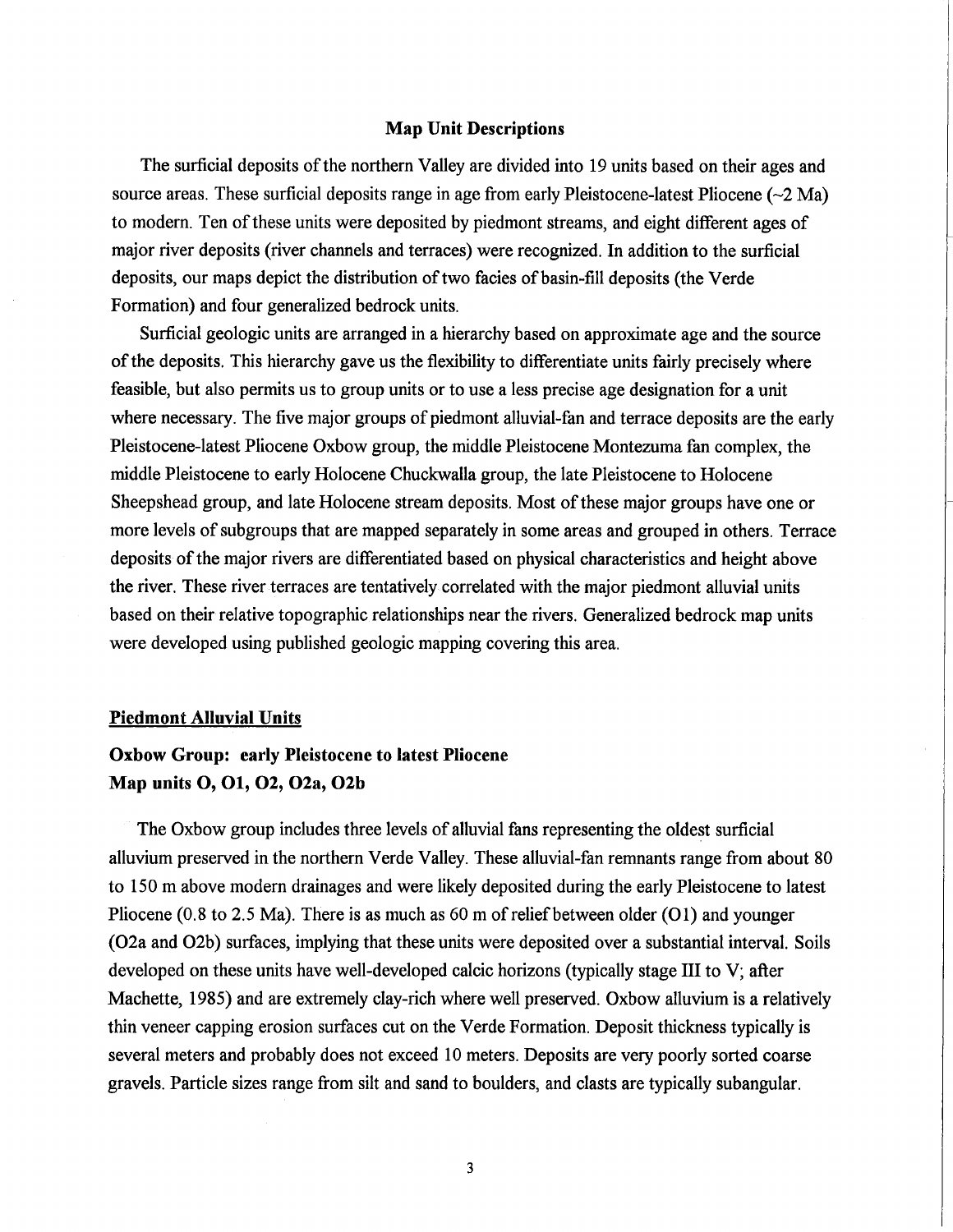## Map Unit Descriptions

The surficial deposits of the northern Valley are divided into 19 units based on their ages and source areas. These surficial deposits range in age from early Pleistocene-latest Pliocene (~2 Ma) to modern. Ten of these units were deposited by piedmont streams, and eight different ages of major river deposits (river channels and terraces) were recognized. In addition to the surficial deposits, our maps depict the distribution of two facies of basin-fill deposits (the Verde Formation) and four generalized bedrock units.

Surficial geologic units are arranged in a hierarchy based on approximate age and the source of the deposits. This hierarchy gave us the flexibility to differentiate units fairly precisely where feasible, but also permits us to group units or to use a less precise age designation for a unit where necessary. The five major groups of piedmont alluvial-fan and terrace deposits are the early Pleistocene-latest Pliocene Oxbow group, the middle Pleistocene Montezuma fan complex, the middle Pleistocene to early Holocene Chuckwalla group, the late Pleistocene to Holocene Sheepshead group, and late Holocene stream deposits. Most of these major groups have one or more levels of subgroups that are mapped separately in some areas and grouped in others. Terrace deposits of the major rivers are differentiated based on physical characteristics and height above the river. These river terraces are tentatively correlated with the major piedmont alluvial units based on their relative topographic relationships near the rivers. Generalized bedrock map units were developed using published geologic mapping covering this area.

### Piedmont Alluvial Units

**Oxbow Group: early Pleistocene to latest Pliocene**
**Map units O, O1, O2, O2a, O2b**

The Oxbow group includes three levels of alluvial fans representing the oldest surficial alluvium preserved in the northern Verde Valley. These alluvial-fan remnants range from about 80 to 150 m above modern drainages and were likely deposited during the early Pleistocene to latest Pliocene (0.8 to 2.5 Ma). There is as much as 60 m of relief between older (O1) and younger (O2a and O2b) surfaces, implying that these units were deposited over a substantial interval. Soils developed on these units have well-developed calcic horizons (typically stage III to V; after Machette, 1985) and are extremely clay-rich where well preserved. Oxbow alluvium is a relatively thin veneer capping erosion surfaces cut on the Verde Formation. Deposit thickness typically is several meters and probably does not exceed 10 meters. Deposits are very poorly sorted coarse gravels. Particle sizes range from silt and sand to boulders, and clasts are typically subangular.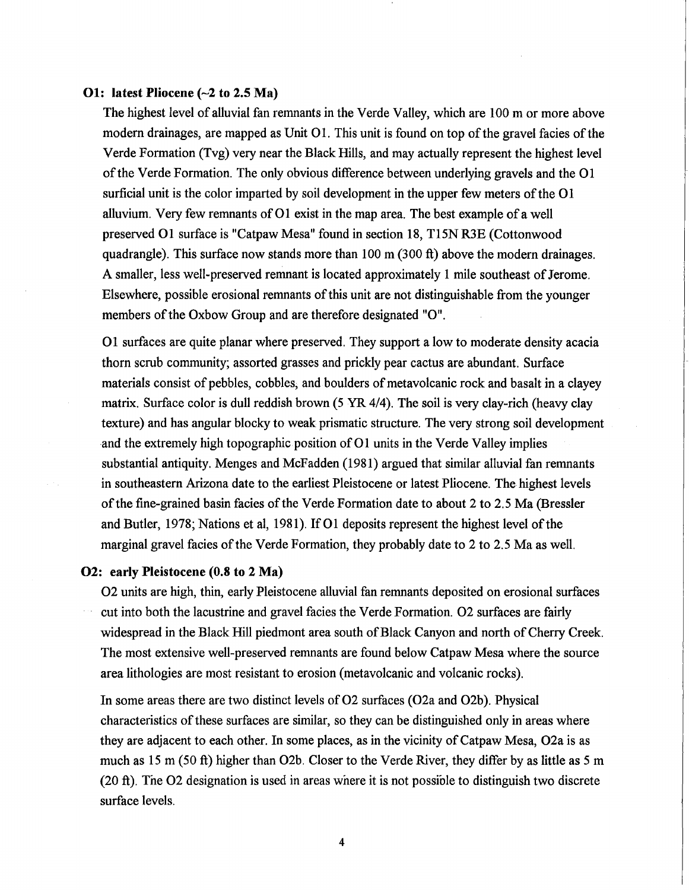**O1: latest Pliocene (~2 to 2.5 Ma)**

The highest level of alluvial fan remnants in the Verde Valley, which are 100 m or more above modern drainages, are mapped as Unit O1. This unit is found on top of the gravel facies of the Verde Formation (Tvg) very near the Black Hills, and may actually represent the highest level of the Verde Formation. The only obvious difference between underlying gravels and the O1 surficial unit is the color imparted by soil development in the upper few meters of the O1 alluvium. Very few remnants of O1 exist in the map area. The best example of a well preserved O1 surface is "Catpaw Mesa" found in section 18, T15N R3E (Cottonwood quadrangle). This surface now stands more than 100 m (300 ft) above the modern drainages. A smaller, less well-preserved remnant is located approximately 1 mile southeast of Jerome. Elsewhere, possible erosional remnants of this unit are not distinguishable from the younger members of the Oxbow Group and are therefore designated "O".

O1 surfaces are quite planar where preserved. They support a low to moderate density acacia thorn scrub community; assorted grasses and prickly pear cactus are abundant. Surface materials consist of pebbles, cobbles, and boulders of metavolcanic rock and basalt in a clayey matrix. Surface color is dull reddish brown (5 YR 4/4). The soil is very clay-rich (heavy clay texture) and has angular blocky to weak prismatic structure. The very strong soil development and the extremely high topographic position of O1 units in the Verde Valley implies substantial antiquity. Menges and McFadden (1981) argued that similar alluvial fan remnants in southeastern Arizona date to the earliest Pleistocene or latest Pliocene. The highest levels of the fine-grained basin facies of the Verde Formation date to about 2 to 2.5 Ma (Bressler and Butler, 1978; Nations et al, 1981). If O1 deposits represent the highest level of the marginal gravel facies of the Verde Formation, they probably date to 2 to 2.5 Ma as well.

**O2: early Pleistocene (0.8 to 2 Ma)**

O2 units are high, thin, early Pleistocene alluvial fan remnants deposited on erosional surfaces cut into both the lacustrine and gravel facies the Verde Formation. O2 surfaces are fairly widespread in the Black Hill piedmont area south of Black Canyon and north of Cherry Creek. The most extensive well-preserved remnants are found below Catpaw Mesa where the source area lithologies are most resistant to erosion (metavolcanic and volcanic rocks).

In some areas there are two distinct levels of O2 surfaces (O2a and O2b). Physical characteristics of these surfaces are similar, so they can be distinguished only in areas where they are adjacent to each other. In some places, as in the vicinity of Catpaw Mesa, O2a is as much as 15 m (50 ft) higher than O2b. Closer to the Verde River, they differ by as little as 5 m (20 ft). The O2 designation is used in areas where it is not possible to distinguish two discrete surface levels.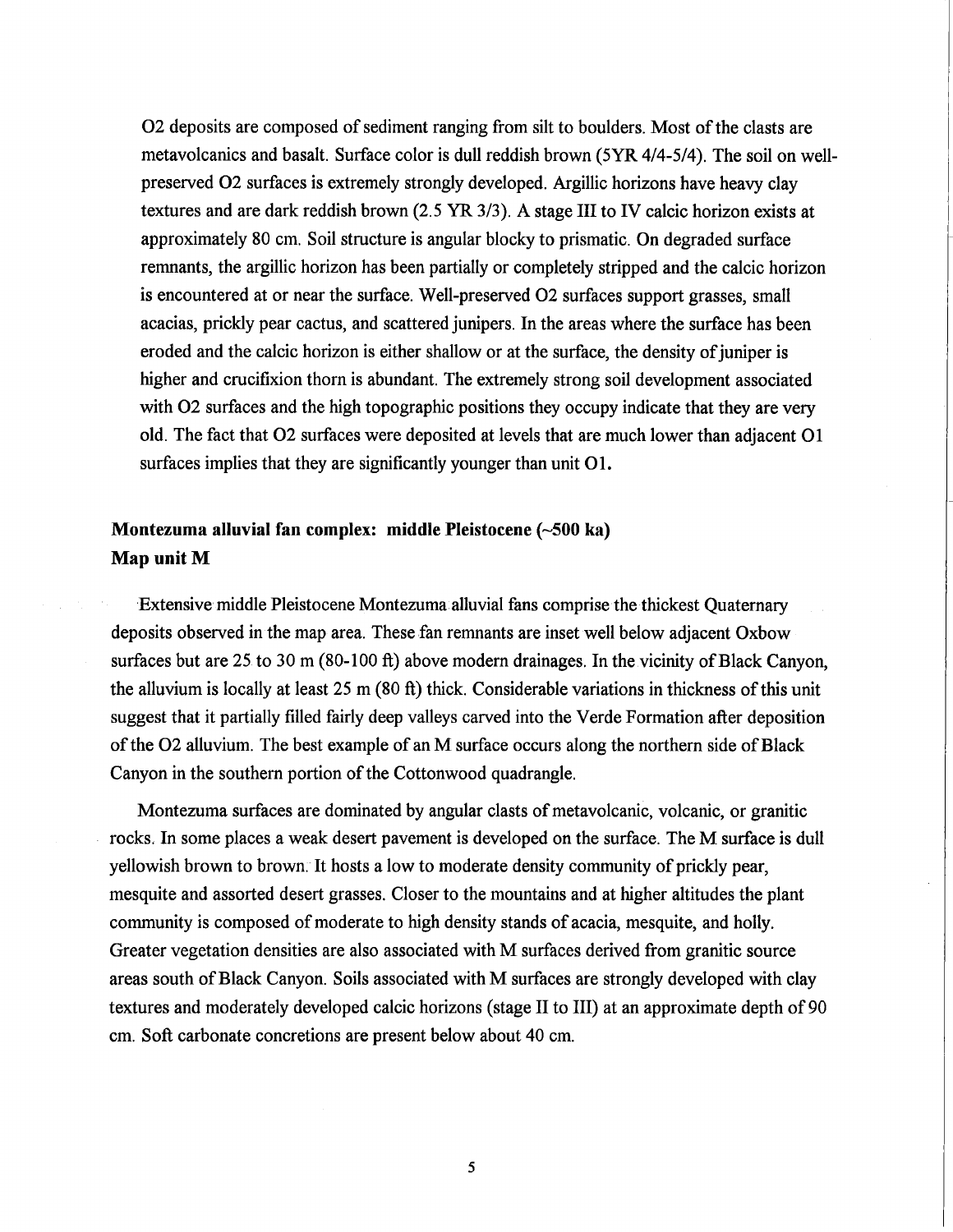O2 deposits are composed of sediment ranging from silt to boulders. Most of the clasts are metavolcanics and basalt. Surface color is dull reddish brown (5YR 4/4-5/4). The soil on well-preserved O2 surfaces is extremely strongly developed. Argillic horizons have heavy clay textures and are dark reddish brown (2.5 YR 3/3). A stage III to IV calcic horizon exists at approximately 80 cm. Soil structure is angular blocky to prismatic. On degraded surface remnants, the argillic horizon has been partially or completely stripped and the calcic horizon is encountered at or near the surface. Well-preserved O2 surfaces support grasses, small acacias, prickly pear cactus, and scattered junipers. In the areas where the surface has been eroded and the calcic horizon is either shallow or at the surface, the density of juniper is higher and crucifixion thorn is abundant. The extremely strong soil development associated with O2 surfaces and the high topographic positions they occupy indicate that they are very old. The fact that O2 surfaces were deposited at levels that are much lower than adjacent O1 surfaces implies that they are significantly younger than unit O1.

## Montezuma alluvial fan complex: middle Pleistocene (~500 ka)
## Map unit M

Extensive middle Pleistocene Montezuma alluvial fans comprise the thickest Quaternary deposits observed in the map area. These fan remnants are inset well below adjacent Oxbow surfaces but are 25 to 30 m (80-100 ft) above modern drainages. In the vicinity of Black Canyon, the alluvium is locally at least 25 m (80 ft) thick. Considerable variations in thickness of this unit suggest that it partially filled fairly deep valleys carved into the Verde Formation after deposition of the O2 alluvium. The best example of an M surface occurs along the northern side of Black Canyon in the southern portion of the Cottonwood quadrangle.

Montezuma surfaces are dominated by angular clasts of metavolcanic, volcanic, or granitic rocks. In some places a weak desert pavement is developed on the surface. The M surface is dull yellowish brown to brown. It hosts a low to moderate density community of prickly pear, mesquite and assorted desert grasses. Closer to the mountains and at higher altitudes the plant community is composed of moderate to high density stands of acacia, mesquite, and holly. Greater vegetation densities are also associated with M surfaces derived from granitic source areas south of Black Canyon. Soils associated with M surfaces are strongly developed with clay textures and moderately developed calcic horizons (stage II to III) at an approximate depth of 90 cm. Soft carbonate concretions are present below about 40 cm.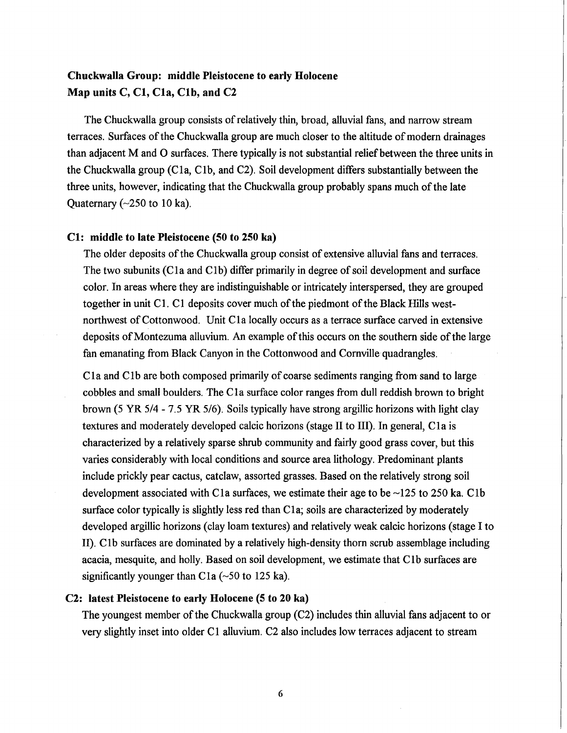## Chuckwalla Group: middle Pleistocene to early Holocene
## Map units C, C1, C1a, C1b, and C2

The Chuckwalla group consists of relatively thin, broad, alluvial fans, and narrow stream terraces. Surfaces of the Chuckwalla group are much closer to the altitude of modern drainages than adjacent M and O surfaces. There typically is not substantial relief between the three units in the Chuckwalla group (C1a, C1b, and C2). Soil development differs substantially between the three units, however, indicating that the Chuckwalla group probably spans much of the late Quaternary (~250 to 10 ka).

### C1: middle to late Pleistocene (50 to 250 ka)

The older deposits of the Chuckwalla group consist of extensive alluvial fans and terraces. The two subunits (C1a and C1b) differ primarily in degree of soil development and surface color. In areas where they are indistinguishable or intricately interspersed, they are grouped together in unit C1. C1 deposits cover much of the piedmont of the Black Hills west-northwest of Cottonwood. Unit C1a locally occurs as a terrace surface carved in extensive deposits of Montezuma alluvium. An example of this occurs on the southern side of the large fan emanating from Black Canyon in the Cottonwood and Cornville quadrangles.

C1a and C1b are both composed primarily of coarse sediments ranging from sand to large cobbles and small boulders. The C1a surface color ranges from dull reddish brown to bright brown (5 YR 5/4 - 7.5 YR 5/6). Soils typically have strong argillic horizons with light clay textures and moderately developed calcic horizons (stage II to III). In general, C1a is characterized by a relatively sparse shrub community and fairly good grass cover, but this varies considerably with local conditions and source area lithology. Predominant plants include prickly pear cactus, catclaw, assorted grasses. Based on the relatively strong soil development associated with C1a surfaces, we estimate their age to be ~125 to 250 ka. C1b surface color typically is slightly less red than C1a; soils are characterized by moderately developed argillic horizons (clay loam textures) and relatively weak calcic horizons (stage I to II). C1b surfaces are dominated by a relatively high-density thorn scrub assemblage including acacia, mesquite, and holly. Based on soil development, we estimate that C1b surfaces are significantly younger than C1a (~50 to 125 ka).

### C2: latest Pleistocene to early Holocene (5 to 20 ka)

The youngest member of the Chuckwalla group (C2) includes thin alluvial fans adjacent to or very slightly inset into older C1 alluvium. C2 also includes low terraces adjacent to stream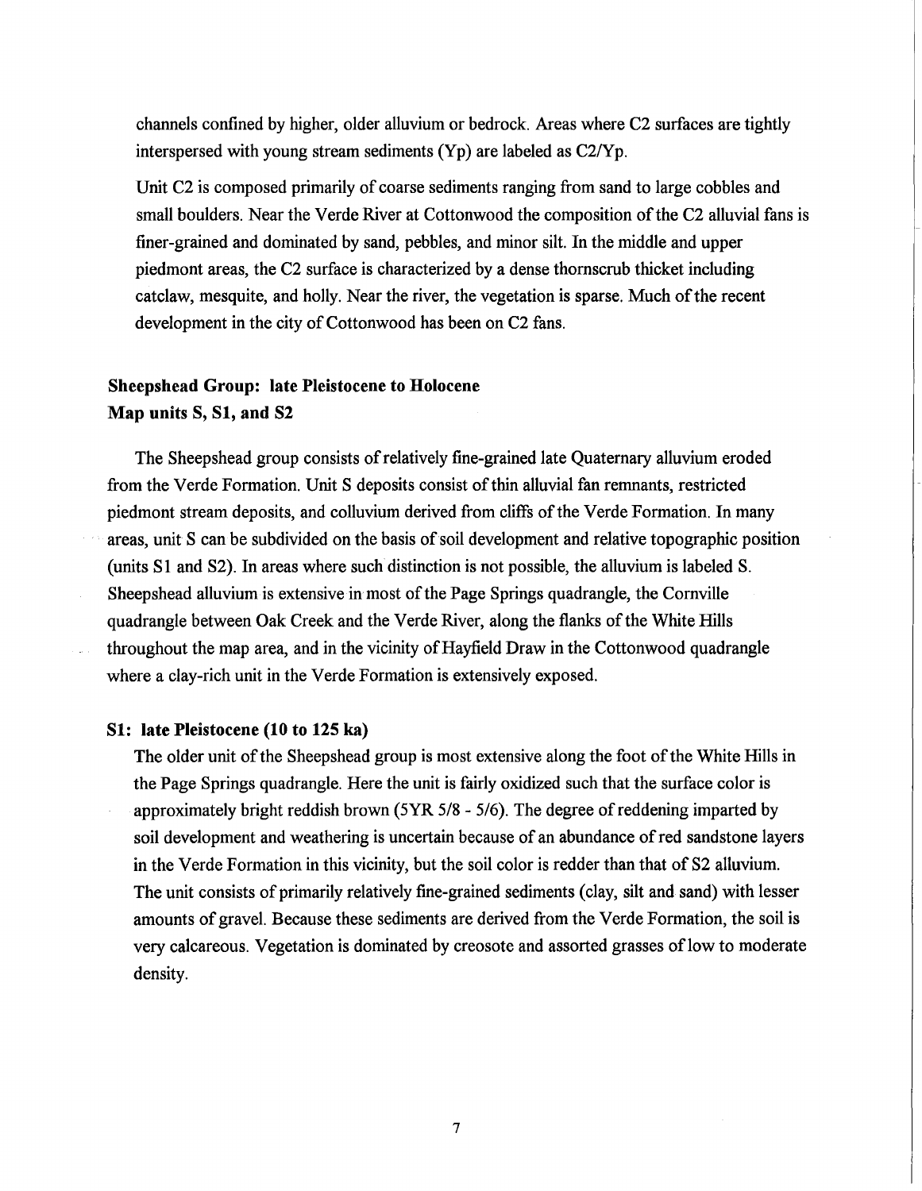channels confined by higher, older alluvium or bedrock. Areas where C2 surfaces are tightly interspersed with young stream sediments (Yp) are labeled as C2/Yp.

Unit C2 is composed primarily of coarse sediments ranging from sand to large cobbles and small boulders. Near the Verde River at Cottonwood the composition of the C2 alluvial fans is finer-grained and dominated by sand, pebbles, and minor silt. In the middle and upper piedmont areas, the C2 surface is characterized by a dense thornscrub thicket including catclaw, mesquite, and holly. Near the river, the vegetation is sparse. Much of the recent development in the city of Cottonwood has been on C2 fans.

## Sheepshead Group: late Pleistocene to Holocene
## Map units S, S1, and S2

The Sheepshead group consists of relatively fine-grained late Quaternary alluvium eroded from the Verde Formation. Unit S deposits consist of thin alluvial fan remnants, restricted piedmont stream deposits, and colluvium derived from cliffs of the Verde Formation. In many areas, unit S can be subdivided on the basis of soil development and relative topographic position (units S1 and S2). In areas where such distinction is not possible, the alluvium is labeled S. Sheepshead alluvium is extensive in most of the Page Springs quadrangle, the Cornville quadrangle between Oak Creek and the Verde River, along the flanks of the White Hills throughout the map area, and in the vicinity of Hayfield Draw in the Cottonwood quadrangle where a clay-rich unit in the Verde Formation is extensively exposed.

### S1: late Pleistocene (10 to 125 ka)

The older unit of the Sheepshead group is most extensive along the foot of the White Hills in the Page Springs quadrangle. Here the unit is fairly oxidized such that the surface color is approximately bright reddish brown (5YR 5/8 - 5/6). The degree of reddening imparted by soil development and weathering is uncertain because of an abundance of red sandstone layers in the Verde Formation in this vicinity, but the soil color is redder than that of S2 alluvium. The unit consists of primarily relatively fine-grained sediments (clay, silt and sand) with lesser amounts of gravel. Because these sediments are derived from the Verde Formation, the soil is very calcareous. Vegetation is dominated by creosote and assorted grasses of low to moderate density.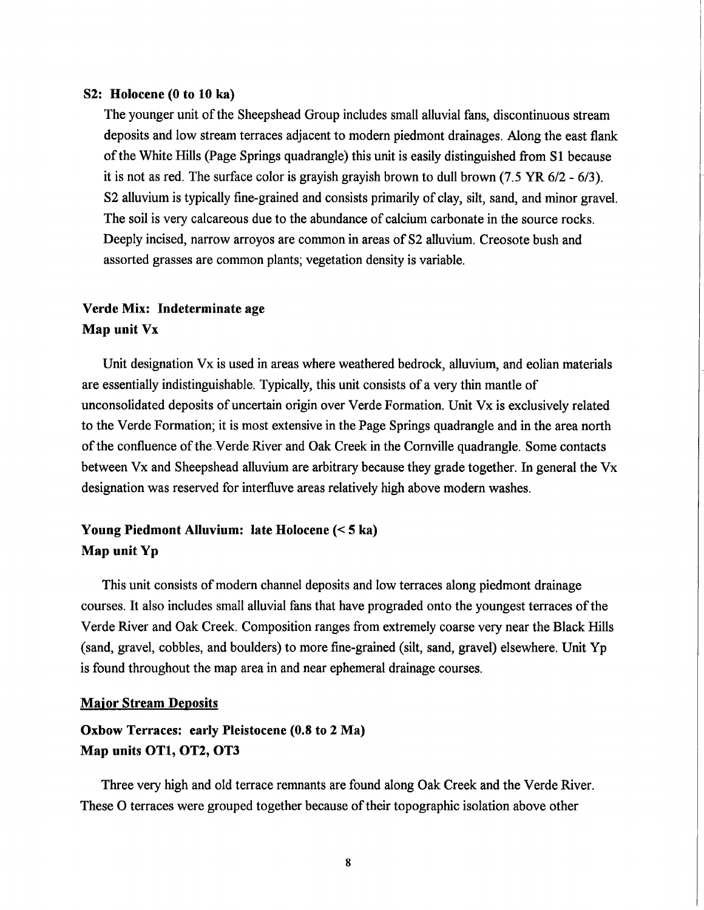**S2: Holocene (0 to 10 ka)**

The younger unit of the Sheepshead Group includes small alluvial fans, discontinuous stream deposits and low stream terraces adjacent to modern piedmont drainages. Along the east flank of the White Hills (Page Springs quadrangle) this unit is easily distinguished from S1 because it is not as red. The surface color is grayish grayish brown to dull brown (7.5 YR 6/2 - 6/3). S2 alluvium is typically fine-grained and consists primarily of clay, silt, sand, and minor gravel. The soil is very calcareous due to the abundance of calcium carbonate in the source rocks. Deeply incised, narrow arroyos are common in areas of S2 alluvium. Creosote bush and assorted grasses are common plants; vegetation density is variable.

**Verde Mix: Indeterminate age**
**Map unit Vx**

Unit designation Vx is used in areas where weathered bedrock, alluvium, and eolian materials are essentially indistinguishable. Typically, this unit consists of a very thin mantle of unconsolidated deposits of uncertain origin over Verde Formation. Unit Vx is exclusively related to the Verde Formation; it is most extensive in the Page Springs quadrangle and in the area north of the confluence of the Verde River and Oak Creek in the Cornville quadrangle. Some contacts between Vx and Sheepshead alluvium are arbitrary because they grade together. In general the Vx designation was reserved for interfluve areas relatively high above modern washes.

**Young Piedmont Alluvium: late Holocene (< 5 ka)**
**Map unit Yp**

This unit consists of modern channel deposits and low terraces along piedmont drainage courses. It also includes small alluvial fans that have prograded onto the youngest terraces of the Verde River and Oak Creek. Composition ranges from extremely coarse very near the Black Hills (sand, gravel, cobbles, and boulders) to more fine-grained (silt, sand, gravel) elsewhere. Unit Yp is found throughout the map area in and near ephemeral drainage courses.

<u>Major Stream Deposits</u>

**Oxbow Terraces: early Pleistocene (0.8 to 2 Ma)**
**Map units OT1, OT2, OT3**

Three very high and old terrace remnants are found along Oak Creek and the Verde River. These O terraces were grouped together because of their topographic isolation above other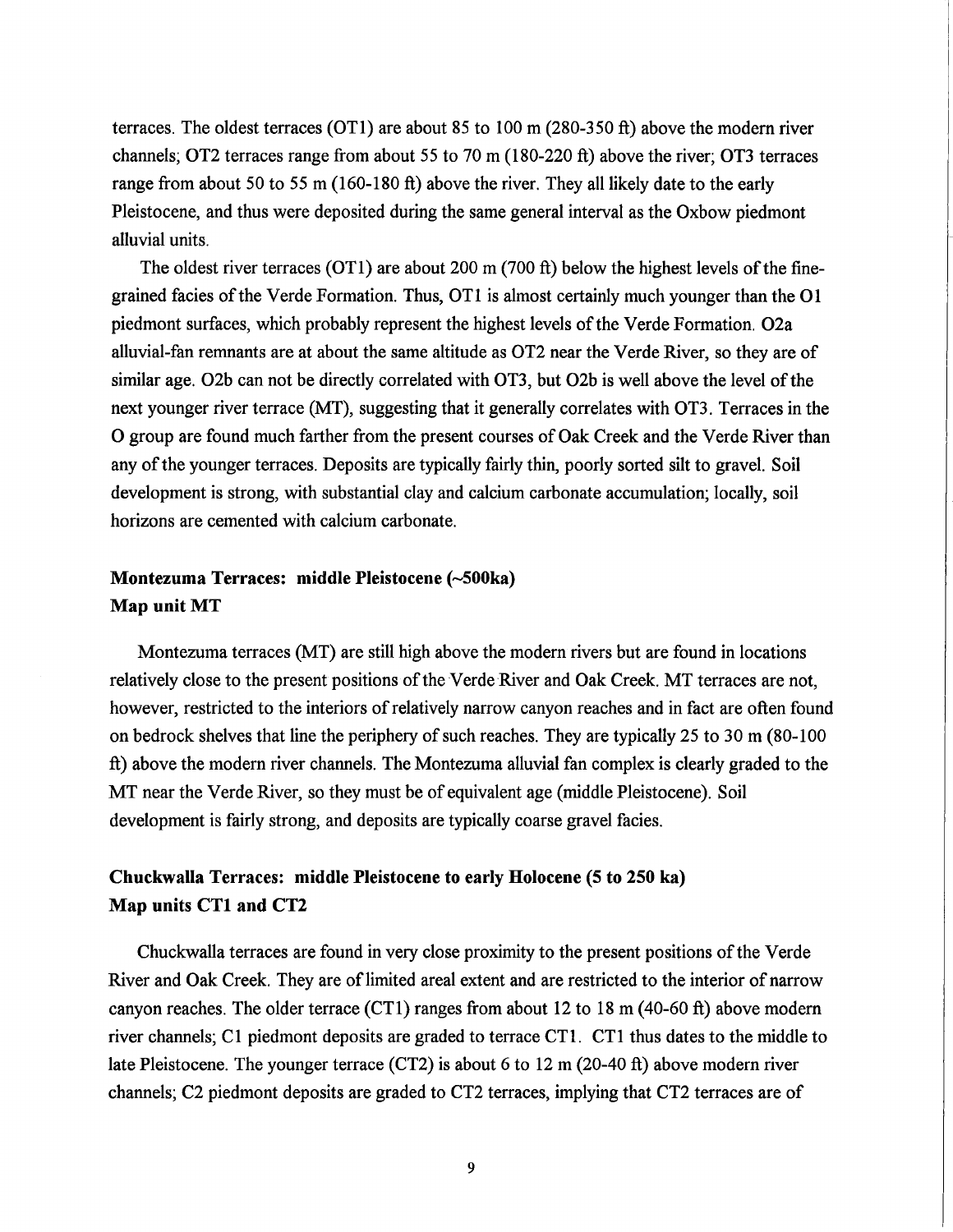terraces. The oldest terraces (OT1) are about 85 to 100 m (280-350 ft) above the modern river channels; OT2 terraces range from about 55 to 70 m (180-220 ft) above the river; OT3 terraces range from about 50 to 55 m (160-180 ft) above the river. They all likely date to the early Pleistocene, and thus were deposited during the same general interval as the Oxbow piedmont alluvial units.

The oldest river terraces (OT1) are about 200 m (700 ft) below the highest levels of the fine-grained facies of the Verde Formation. Thus, OT1 is almost certainly much younger than the O1 piedmont surfaces, which probably represent the highest levels of the Verde Formation. O2a alluvial-fan remnants are at about the same altitude as OT2 near the Verde River, so they are of similar age. O2b can not be directly correlated with OT3, but O2b is well above the level of the next younger river terrace (MT), suggesting that it generally correlates with OT3. Terraces in the O group are found much farther from the present courses of Oak Creek and the Verde River than any of the younger terraces. Deposits are typically fairly thin, poorly sorted silt to gravel. Soil development is strong, with substantial clay and calcium carbonate accumulation; locally, soil horizons are cemented with calcium carbonate.

**Montezuma Terraces: middle Pleistocene (~500ka)**
**Map unit MT**

Montezuma terraces (MT) are still high above the modern rivers but are found in locations relatively close to the present positions of the Verde River and Oak Creek. MT terraces are not, however, restricted to the interiors of relatively narrow canyon reaches and in fact are often found on bedrock shelves that line the periphery of such reaches. They are typically 25 to 30 m (80-100 ft) above the modern river channels. The Montezuma alluvial fan complex is clearly graded to the MT near the Verde River, so they must be of equivalent age (middle Pleistocene). Soil development is fairly strong, and deposits are typically coarse gravel facies.

**Chuckwalla Terraces: middle Pleistocene to early Holocene (5 to 250 ka)**
**Map units CT1 and CT2**

Chuckwalla terraces are found in very close proximity to the present positions of the Verde River and Oak Creek. They are of limited areal extent and are restricted to the interior of narrow canyon reaches. The older terrace (CT1) ranges from about 12 to 18 m (40-60 ft) above modern river channels; C1 piedmont deposits are graded to terrace CT1. CT1 thus dates to the middle to late Pleistocene. The younger terrace (CT2) is about 6 to 12 m (20-40 ft) above modern river channels; C2 piedmont deposits are graded to CT2 terraces, implying that CT2 terraces are of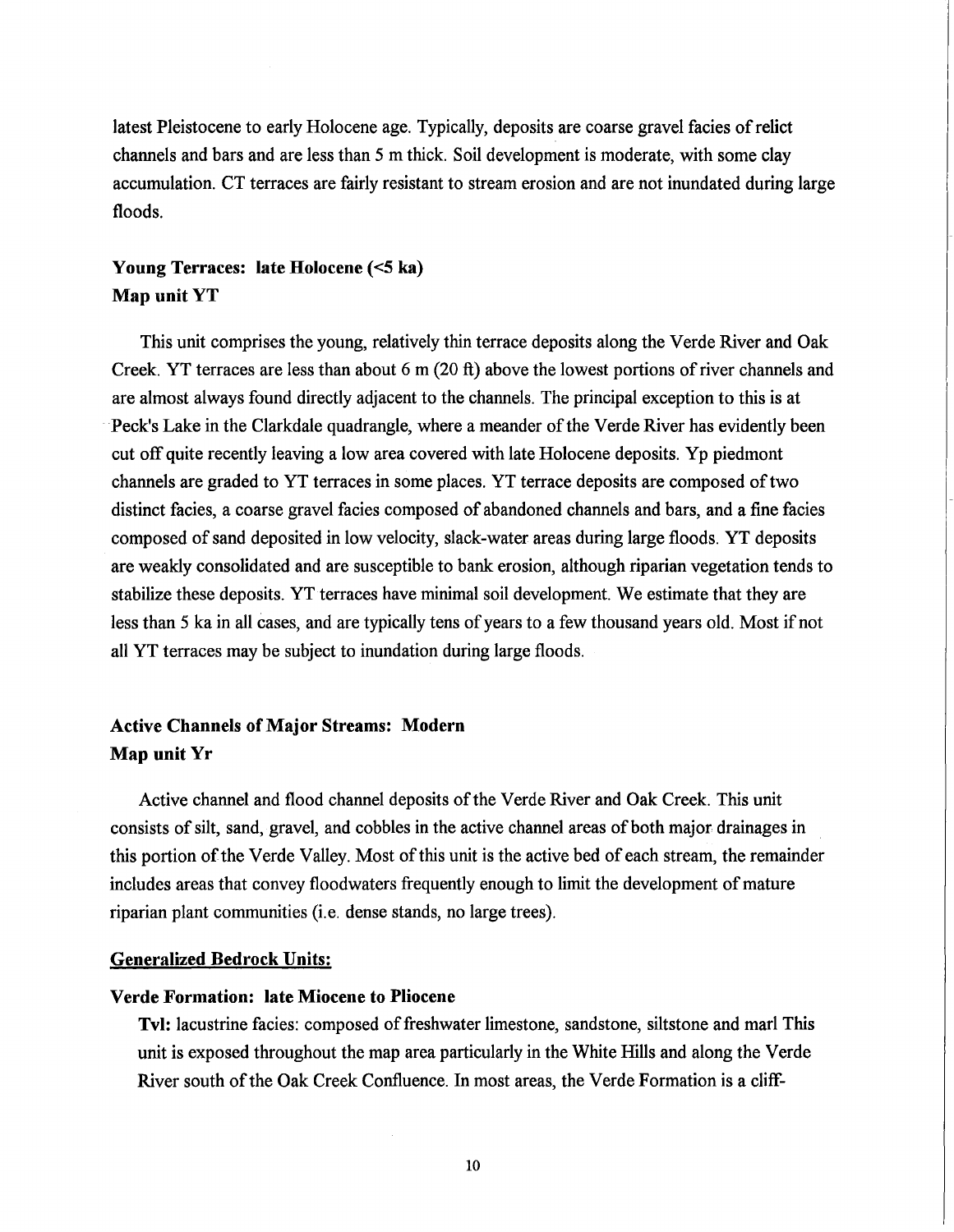latest Pleistocene to early Holocene age. Typically, deposits are coarse gravel facies of relict channels and bars and are less than 5 m thick. Soil development is moderate, with some clay accumulation. CT terraces are fairly resistant to stream erosion and are not inundated during large floods.

### Young Terraces: late Holocene (<5 ka)
### Map unit YT

This unit comprises the young, relatively thin terrace deposits along the Verde River and Oak Creek. YT terraces are less than about 6 m (20 ft) above the lowest portions of river channels and are almost always found directly adjacent to the channels. The principal exception to this is at Peck's Lake in the Clarkdale quadrangle, where a meander of the Verde River has evidently been cut off quite recently leaving a low area covered with late Holocene deposits. Yp piedmont channels are graded to YT terraces in some places. YT terrace deposits are composed of two distinct facies, a coarse gravel facies composed of abandoned channels and bars, and a fine facies composed of sand deposited in low velocity, slack-water areas during large floods. YT deposits are weakly consolidated and are susceptible to bank erosion, although riparian vegetation tends to stabilize these deposits. YT terraces have minimal soil development. We estimate that they are less than 5 ka in all cases, and are typically tens of years to a few thousand years old. Most if not all YT terraces may be subject to inundation during large floods.

### Active Channels of Major Streams: Modern
### Map unit Yr

Active channel and flood channel deposits of the Verde River and Oak Creek. This unit consists of silt, sand, gravel, and cobbles in the active channel areas of both major drainages in this portion of the Verde Valley. Most of this unit is the active bed of each stream, the remainder includes areas that convey floodwaters frequently enough to limit the development of mature riparian plant communities (i.e. dense stands, no large trees).

## Generalized Bedrock Units:

### Verde Formation: late Miocene to Pliocene

**Tvl:** lacustrine facies: composed of freshwater limestone, sandstone, siltstone and marl This unit is exposed throughout the map area particularly in the White Hills and along the Verde River south of the Oak Creek Confluence. In most areas, the Verde Formation is a cliff-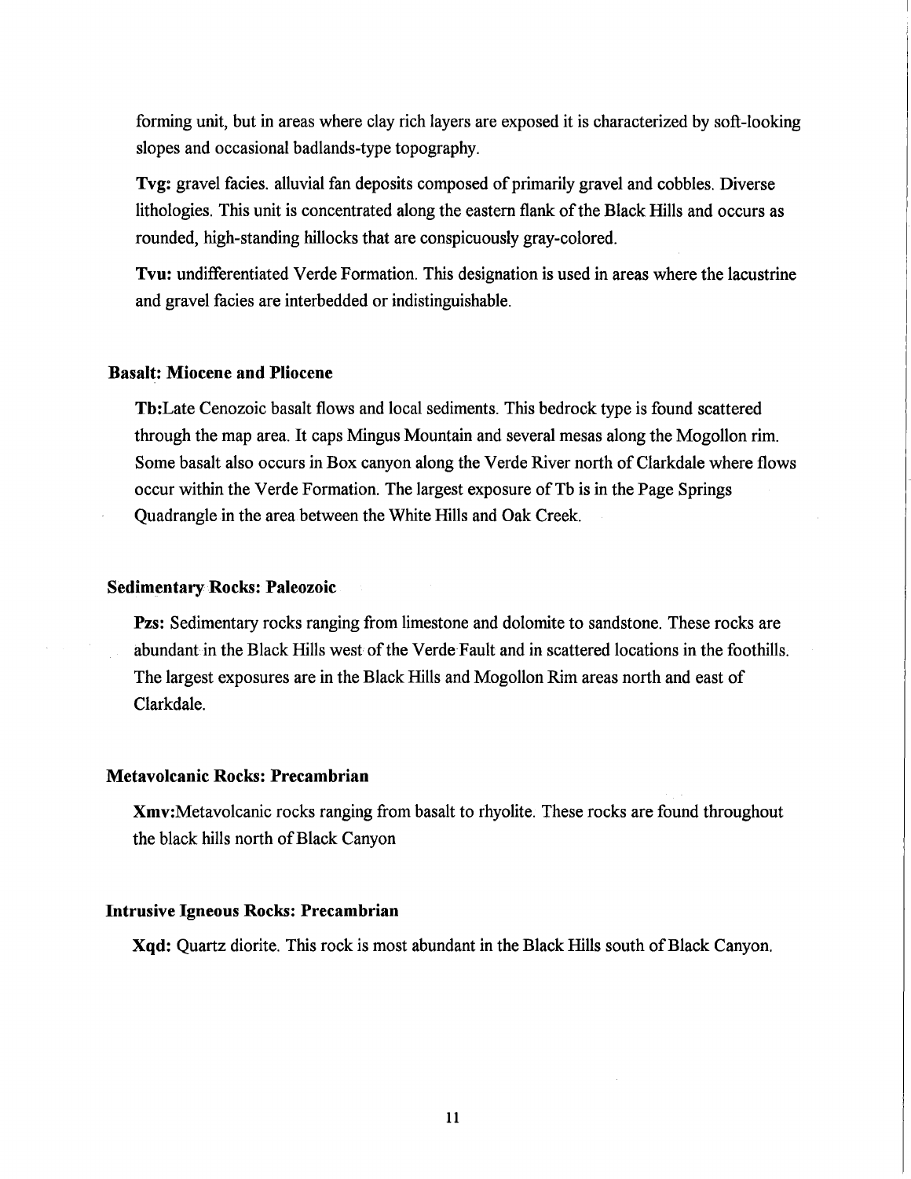forming unit, but in areas where clay rich layers are exposed it is characterized by soft-looking slopes and occasional badlands-type topography.

**Tvg:** gravel facies. alluvial fan deposits composed of primarily gravel and cobbles. Diverse lithologies. This unit is concentrated along the eastern flank of the Black Hills and occurs as rounded, high-standing hillocks that are conspicuously gray-colored.

**Tvu:** undifferentiated Verde Formation. This designation is used in areas where the lacustrine and gravel facies are interbedded or indistinguishable.

### Basalt: Miocene and Pliocene

**Tb:**Late Cenozoic basalt flows and local sediments. This bedrock type is found scattered through the map area. It caps Mingus Mountain and several mesas along the Mogollon rim. Some basalt also occurs in Box canyon along the Verde River north of Clarkdale where flows occur within the Verde Formation. The largest exposure of Tb is in the Page Springs Quadrangle in the area between the White Hills and Oak Creek.

### Sedimentary Rocks: Paleozoic

**Pzs:** Sedimentary rocks ranging from limestone and dolomite to sandstone. These rocks are abundant in the Black Hills west of the Verde Fault and in scattered locations in the foothills. The largest exposures are in the Black Hills and Mogollon Rim areas north and east of Clarkdale.

### Metavolcanic Rocks: Precambrian

**Xmv:**Metavolcanic rocks ranging from basalt to rhyolite. These rocks are found throughout the black hills north of Black Canyon

### Intrusive Igneous Rocks: Precambrian

**Xqd:** Quartz diorite. This rock is most abundant in the Black Hills south of Black Canyon.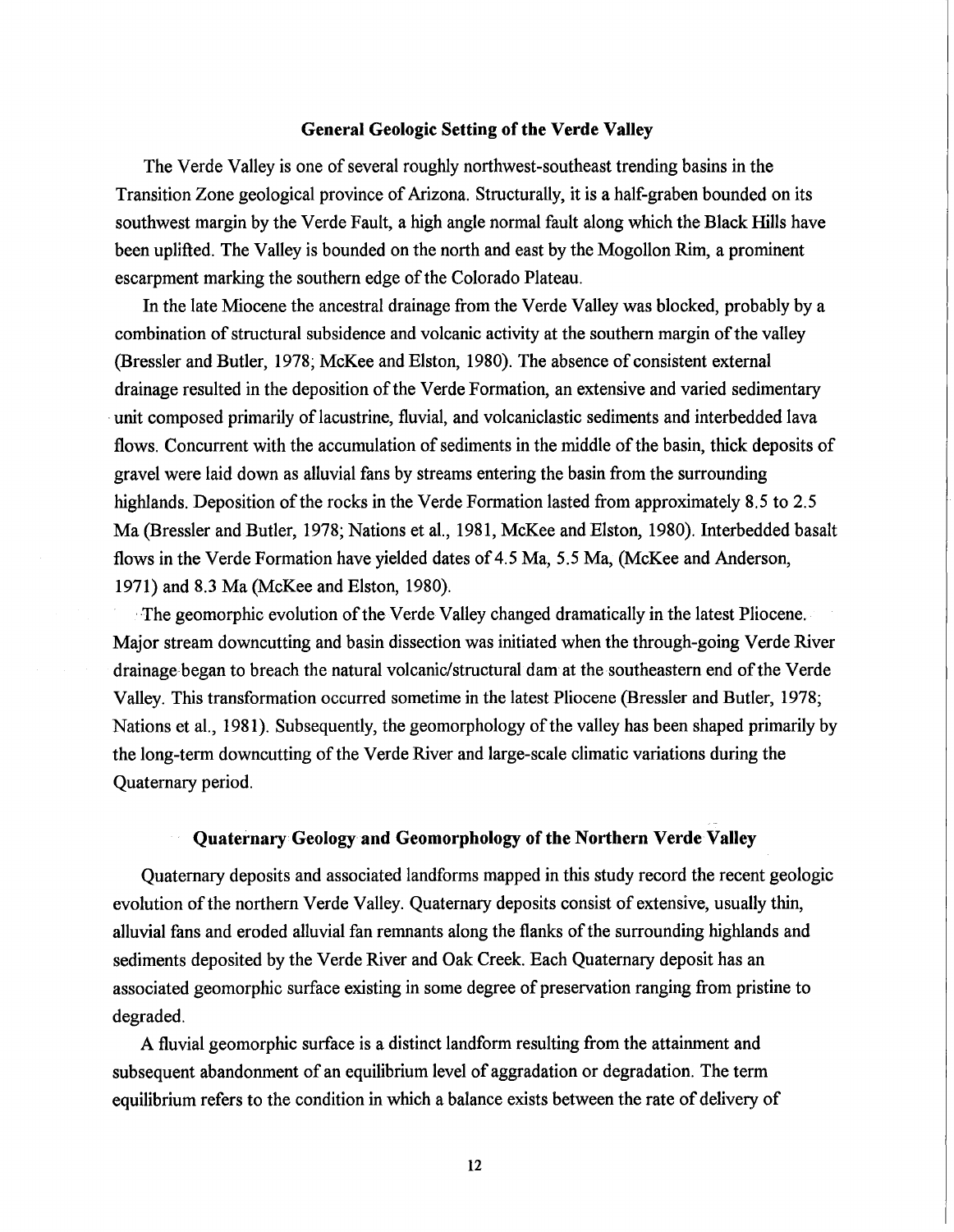## General Geologic Setting of the Verde Valley

The Verde Valley is one of several roughly northwest-southeast trending basins in the Transition Zone geological province of Arizona. Structurally, it is a half-graben bounded on its southwest margin by the Verde Fault, a high angle normal fault along which the Black Hills have been uplifted. The Valley is bounded on the north and east by the Mogollon Rim, a prominent escarpment marking the southern edge of the Colorado Plateau.

In the late Miocene the ancestral drainage from the Verde Valley was blocked, probably by a combination of structural subsidence and volcanic activity at the southern margin of the valley (Bressler and Butler, 1978; McKee and Elston, 1980). The absence of consistent external drainage resulted in the deposition of the Verde Formation, an extensive and varied sedimentary unit composed primarily of lacustrine, fluvial, and volcaniclastic sediments and interbedded lava flows. Concurrent with the accumulation of sediments in the middle of the basin, thick deposits of gravel were laid down as alluvial fans by streams entering the basin from the surrounding highlands. Deposition of the rocks in the Verde Formation lasted from approximately 8.5 to 2.5 Ma (Bressler and Butler, 1978; Nations et al., 1981, McKee and Elston, 1980). Interbedded basalt flows in the Verde Formation have yielded dates of 4.5 Ma, 5.5 Ma, (McKee and Anderson, 1971) and 8.3 Ma (McKee and Elston, 1980).

The geomorphic evolution of the Verde Valley changed dramatically in the latest Pliocene. Major stream downcutting and basin dissection was initiated when the through-going Verde River drainage began to breach the natural volcanic/structural dam at the southeastern end of the Verde Valley. This transformation occurred sometime in the latest Pliocene (Bressler and Butler, 1978; Nations et al., 1981). Subsequently, the geomorphology of the valley has been shaped primarily by the long-term downcutting of the Verde River and large-scale climatic variations during the Quaternary period.

## Quaternary Geology and Geomorphology of the Northern Verde Valley

Quaternary deposits and associated landforms mapped in this study record the recent geologic evolution of the northern Verde Valley. Quaternary deposits consist of extensive, usually thin, alluvial fans and eroded alluvial fan remnants along the flanks of the surrounding highlands and sediments deposited by the Verde River and Oak Creek. Each Quaternary deposit has an associated geomorphic surface existing in some degree of preservation ranging from pristine to degraded.

A fluvial geomorphic surface is a distinct landform resulting from the attainment and subsequent abandonment of an equilibrium level of aggradation or degradation. The term equilibrium refers to the condition in which a balance exists between the rate of delivery of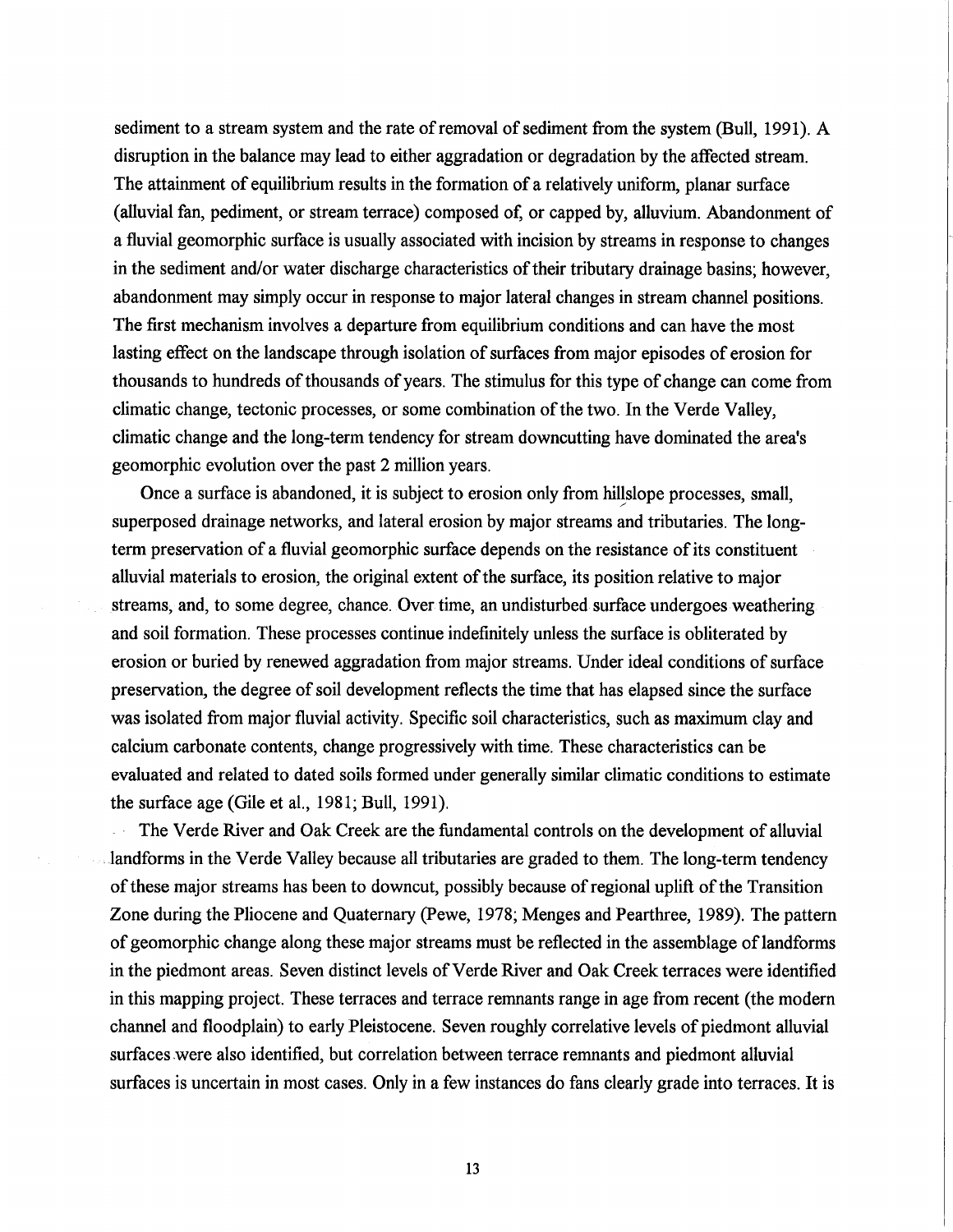sediment to a stream system and the rate of removal of sediment from the system (Bull, 1991). A disruption in the balance may lead to either aggradation or degradation by the affected stream. The attainment of equilibrium results in the formation of a relatively uniform, planar surface (alluvial fan, pediment, or stream terrace) composed of, or capped by, alluvium. Abandonment of a fluvial geomorphic surface is usually associated with incision by streams in response to changes in the sediment and/or water discharge characteristics of their tributary drainage basins; however, abandonment may simply occur in response to major lateral changes in stream channel positions. The first mechanism involves a departure from equilibrium conditions and can have the most lasting effect on the landscape through isolation of surfaces from major episodes of erosion for thousands to hundreds of thousands of years. The stimulus for this type of change can come from climatic change, tectonic processes, or some combination of the two. In the Verde Valley, climatic change and the long-term tendency for stream downcutting have dominated the area's geomorphic evolution over the past 2 million years.

Once a surface is abandoned, it is subject to erosion only from hillslope processes, small, superposed drainage networks, and lateral erosion by major streams and tributaries. The long-term preservation of a fluvial geomorphic surface depends on the resistance of its constituent alluvial materials to erosion, the original extent of the surface, its position relative to major streams, and, to some degree, chance. Over time, an undisturbed surface undergoes weathering and soil formation. These processes continue indefinitely unless the surface is obliterated by erosion or buried by renewed aggradation from major streams. Under ideal conditions of surface preservation, the degree of soil development reflects the time that has elapsed since the surface was isolated from major fluvial activity. Specific soil characteristics, such as maximum clay and calcium carbonate contents, change progressively with time. These characteristics can be evaluated and related to dated soils formed under generally similar climatic conditions to estimate the surface age (Gile et al., 1981; Bull, 1991).

The Verde River and Oak Creek are the fundamental controls on the development of alluvial landforms in the Verde Valley because all tributaries are graded to them. The long-term tendency of these major streams has been to downcut, possibly because of regional uplift of the Transition Zone during the Pliocene and Quaternary (Pewe, 1978; Menges and Pearthree, 1989). The pattern of geomorphic change along these major streams must be reflected in the assemblage of landforms in the piedmont areas. Seven distinct levels of Verde River and Oak Creek terraces were identified in this mapping project. These terraces and terrace remnants range in age from recent (the modern channel and floodplain) to early Pleistocene. Seven roughly correlative levels of piedmont alluvial surfaces were also identified, but correlation between terrace remnants and piedmont alluvial surfaces is uncertain in most cases. Only in a few instances do fans clearly grade into terraces. It is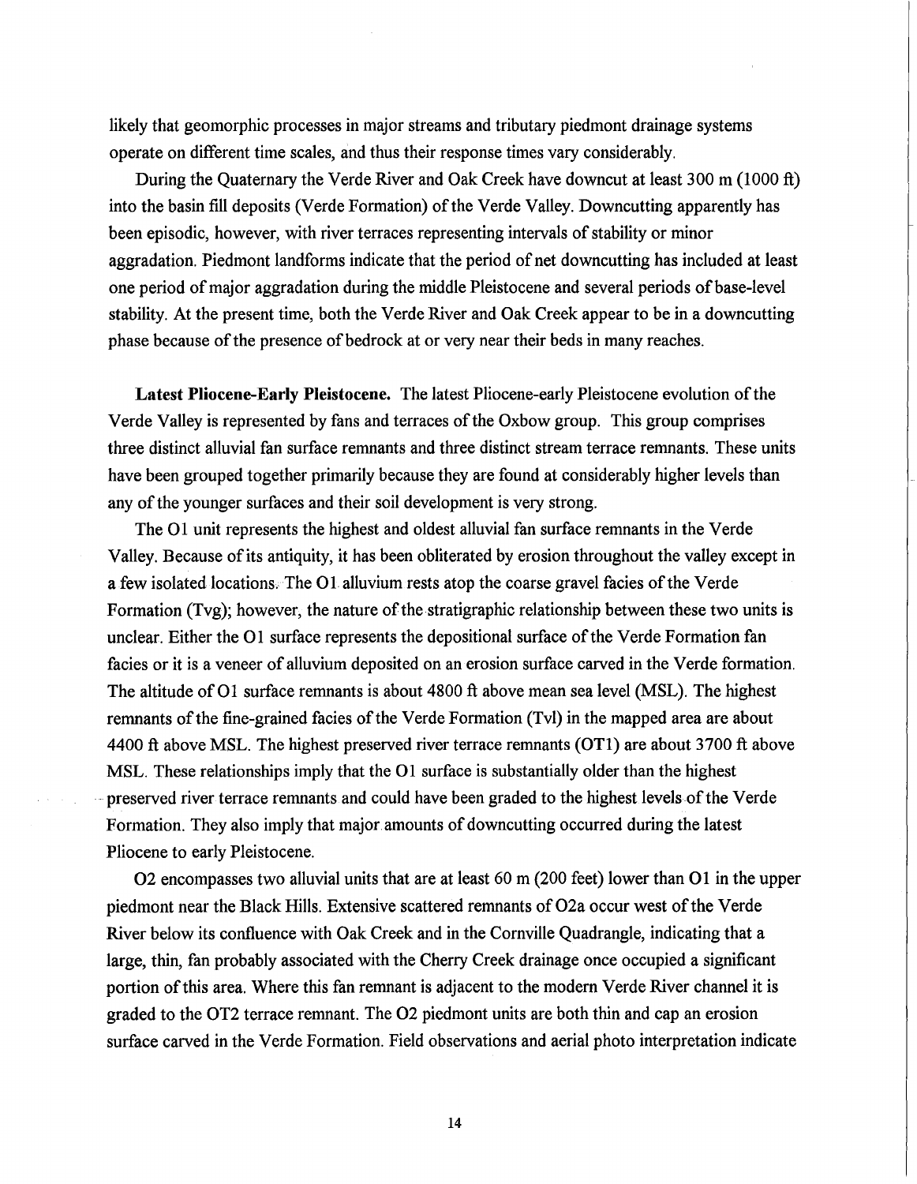likely that geomorphic processes in major streams and tributary piedmont drainage systems operate on different time scales, and thus their response times vary considerably.

During the Quaternary the Verde River and Oak Creek have downcut at least 300 m (1000 ft) into the basin fill deposits (Verde Formation) of the Verde Valley. Downcutting apparently has been episodic, however, with river terraces representing intervals of stability or minor aggradation. Piedmont landforms indicate that the period of net downcutting has included at least one period of major aggradation during the middle Pleistocene and several periods of base-level stability. At the present time, both the Verde River and Oak Creek appear to be in a downcutting phase because of the presence of bedrock at or very near their beds in many reaches.

**Latest Pliocene-Early Pleistocene.** The latest Pliocene-early Pleistocene evolution of the Verde Valley is represented by fans and terraces of the Oxbow group. This group comprises three distinct alluvial fan surface remnants and three distinct stream terrace remnants. These units have been grouped together primarily because they are found at considerably higher levels than any of the younger surfaces and their soil development is very strong.

The O1 unit represents the highest and oldest alluvial fan surface remnants in the Verde Valley. Because of its antiquity, it has been obliterated by erosion throughout the valley except in a few isolated locations. The O1 alluvium rests atop the coarse gravel facies of the Verde Formation (Tvg); however, the nature of the stratigraphic relationship between these two units is unclear. Either the O1 surface represents the depositional surface of the Verde Formation fan facies or it is a veneer of alluvium deposited on an erosion surface carved in the Verde formation. The altitude of O1 surface remnants is about 4800 ft above mean sea level (MSL). The highest remnants of the fine-grained facies of the Verde Formation (Tvl) in the mapped area are about 4400 ft above MSL. The highest preserved river terrace remnants (OT1) are about 3700 ft above MSL. These relationships imply that the O1 surface is substantially older than the highest preserved river terrace remnants and could have been graded to the highest levels of the Verde Formation. They also imply that major amounts of downcutting occurred during the latest Pliocene to early Pleistocene.

O2 encompasses two alluvial units that are at least 60 m (200 feet) lower than O1 in the upper piedmont near the Black Hills. Extensive scattered remnants of O2a occur west of the Verde River below its confluence with Oak Creek and in the Cornville Quadrangle, indicating that a large, thin, fan probably associated with the Cherry Creek drainage once occupied a significant portion of this area. Where this fan remnant is adjacent to the modern Verde River channel it is graded to the OT2 terrace remnant. The O2 piedmont units are both thin and cap an erosion surface carved in the Verde Formation. Field observations and aerial photo interpretation indicate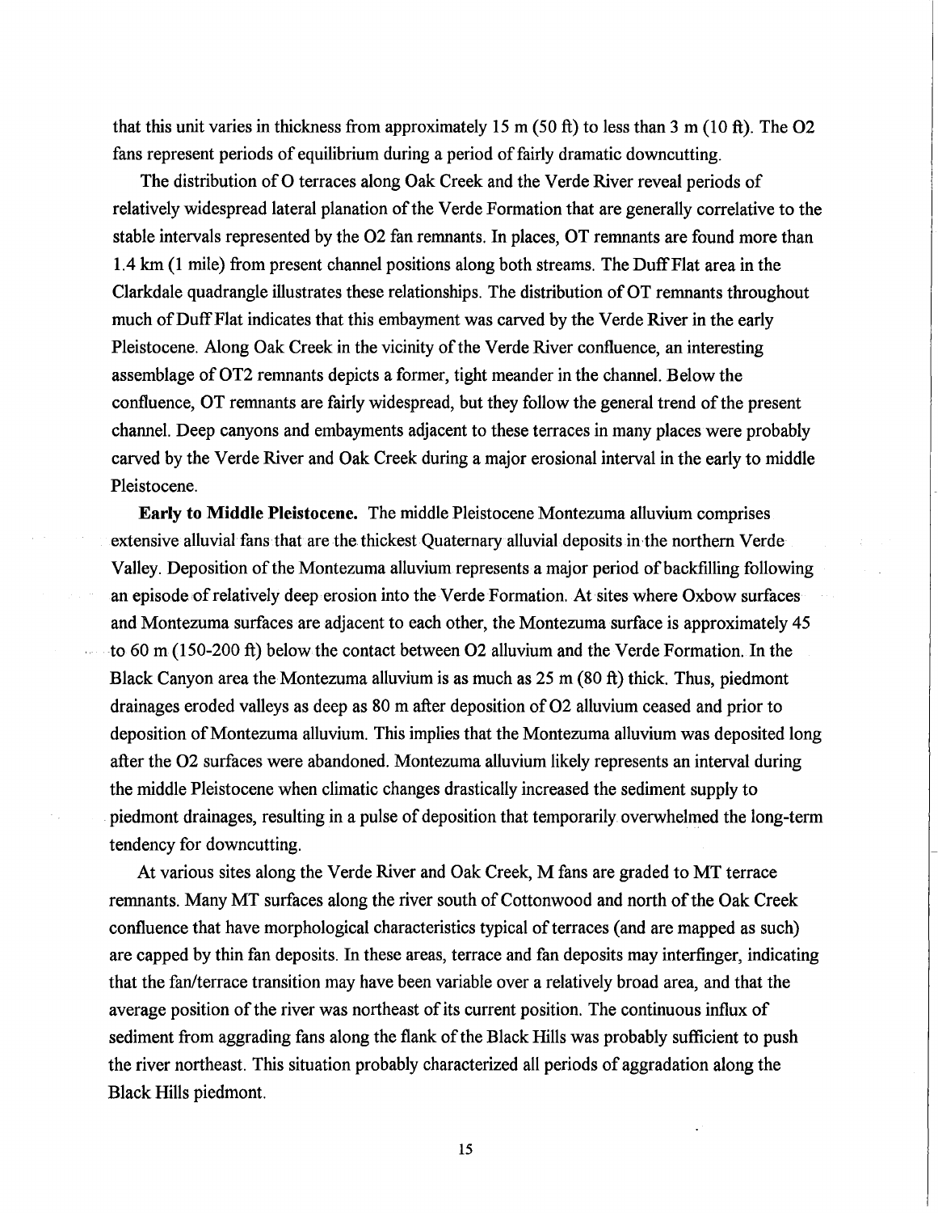that this unit varies in thickness from approximately 15 m (50 ft) to less than 3 m (10 ft). The O2 fans represent periods of equilibrium during a period of fairly dramatic downcutting.

The distribution of O terraces along Oak Creek and the Verde River reveal periods of relatively widespread lateral planation of the Verde Formation that are generally correlative to the stable intervals represented by the O2 fan remnants. In places, OT remnants are found more than 1.4 km (1 mile) from present channel positions along both streams. The Duff Flat area in the Clarkdale quadrangle illustrates these relationships. The distribution of OT remnants throughout much of Duff Flat indicates that this embayment was carved by the Verde River in the early Pleistocene. Along Oak Creek in the vicinity of the Verde River confluence, an interesting assemblage of OT2 remnants depicts a former, tight meander in the channel. Below the confluence, OT remnants are fairly widespread, but they follow the general trend of the present channel. Deep canyons and embayments adjacent to these terraces in many places were probably carved by the Verde River and Oak Creek during a major erosional interval in the early to middle Pleistocene.

**Early to Middle Pleistocene.** The middle Pleistocene Montezuma alluvium comprises extensive alluvial fans that are the thickest Quaternary alluvial deposits in the northern Verde Valley. Deposition of the Montezuma alluvium represents a major period of backfilling following an episode of relatively deep erosion into the Verde Formation. At sites where Oxbow surfaces and Montezuma surfaces are adjacent to each other, the Montezuma surface is approximately 45 to 60 m (150-200 ft) below the contact between O2 alluvium and the Verde Formation. In the Black Canyon area the Montezuma alluvium is as much as 25 m (80 ft) thick. Thus, piedmont drainages eroded valleys as deep as 80 m after deposition of O2 alluvium ceased and prior to deposition of Montezuma alluvium. This implies that the Montezuma alluvium was deposited long after the O2 surfaces were abandoned. Montezuma alluvium likely represents an interval during the middle Pleistocene when climatic changes drastically increased the sediment supply to piedmont drainages, resulting in a pulse of deposition that temporarily overwhelmed the long-term tendency for downcutting.

At various sites along the Verde River and Oak Creek, M fans are graded to MT terrace remnants. Many MT surfaces along the river south of Cottonwood and north of the Oak Creek confluence that have morphological characteristics typical of terraces (and are mapped as such) are capped by thin fan deposits. In these areas, terrace and fan deposits may interfinger, indicating that the fan/terrace transition may have been variable over a relatively broad area, and that the average position of the river was northeast of its current position. The continuous influx of sediment from aggrading fans along the flank of the Black Hills was probably sufficient to push the river northeast. This situation probably characterized all periods of aggradation along the Black Hills piedmont.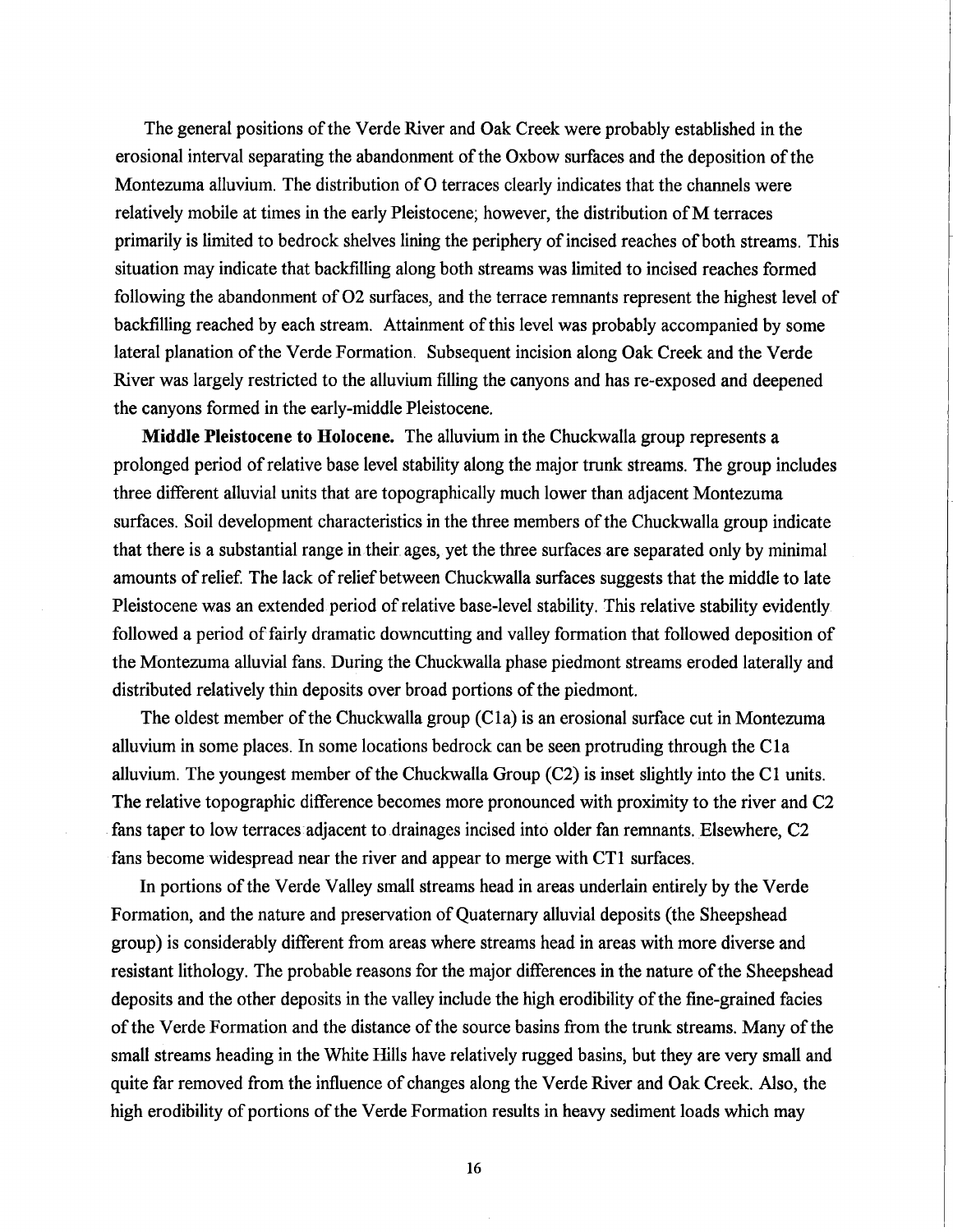The general positions of the Verde River and Oak Creek were probably established in the erosional interval separating the abandonment of the Oxbow surfaces and the deposition of the Montezuma alluvium. The distribution of O terraces clearly indicates that the channels were relatively mobile at times in the early Pleistocene; however, the distribution of M terraces primarily is limited to bedrock shelves lining the periphery of incised reaches of both streams. This situation may indicate that backfilling along both streams was limited to incised reaches formed following the abandonment of O2 surfaces, and the terrace remnants represent the highest level of backfilling reached by each stream. Attainment of this level was probably accompanied by some lateral planation of the Verde Formation. Subsequent incision along Oak Creek and the Verde River was largely restricted to the alluvium filling the canyons and has re-exposed and deepened the canyons formed in the early-middle Pleistocene.

**Middle Pleistocene to Holocene.** The alluvium in the Chuckwalla group represents a prolonged period of relative base level stability along the major trunk streams. The group includes three different alluvial units that are topographically much lower than adjacent Montezuma surfaces. Soil development characteristics in the three members of the Chuckwalla group indicate that there is a substantial range in their ages, yet the three surfaces are separated only by minimal amounts of relief. The lack of relief between Chuckwalla surfaces suggests that the middle to late Pleistocene was an extended period of relative base-level stability. This relative stability evidently followed a period of fairly dramatic downcutting and valley formation that followed deposition of the Montezuma alluvial fans. During the Chuckwalla phase piedmont streams eroded laterally and distributed relatively thin deposits over broad portions of the piedmont.

The oldest member of the Chuckwalla group (C1a) is an erosional surface cut in Montezuma alluvium in some places. In some locations bedrock can be seen protruding through the C1a alluvium. The youngest member of the Chuckwalla Group (C2) is inset slightly into the C1 units. The relative topographic difference becomes more pronounced with proximity to the river and C2 fans taper to low terraces adjacent to drainages incised into older fan remnants. Elsewhere, C2 fans become widespread near the river and appear to merge with CT1 surfaces.

In portions of the Verde Valley small streams head in areas underlain entirely by the Verde Formation, and the nature and preservation of Quaternary alluvial deposits (the Sheepshead group) is considerably different from areas where streams head in areas with more diverse and resistant lithology. The probable reasons for the major differences in the nature of the Sheepshead deposits and the other deposits in the valley include the high erodibility of the fine-grained facies of the Verde Formation and the distance of the source basins from the trunk streams. Many of the small streams heading in the White Hills have relatively rugged basins, but they are very small and quite far removed from the influence of changes along the Verde River and Oak Creek. Also, the high erodibility of portions of the Verde Formation results in heavy sediment loads which may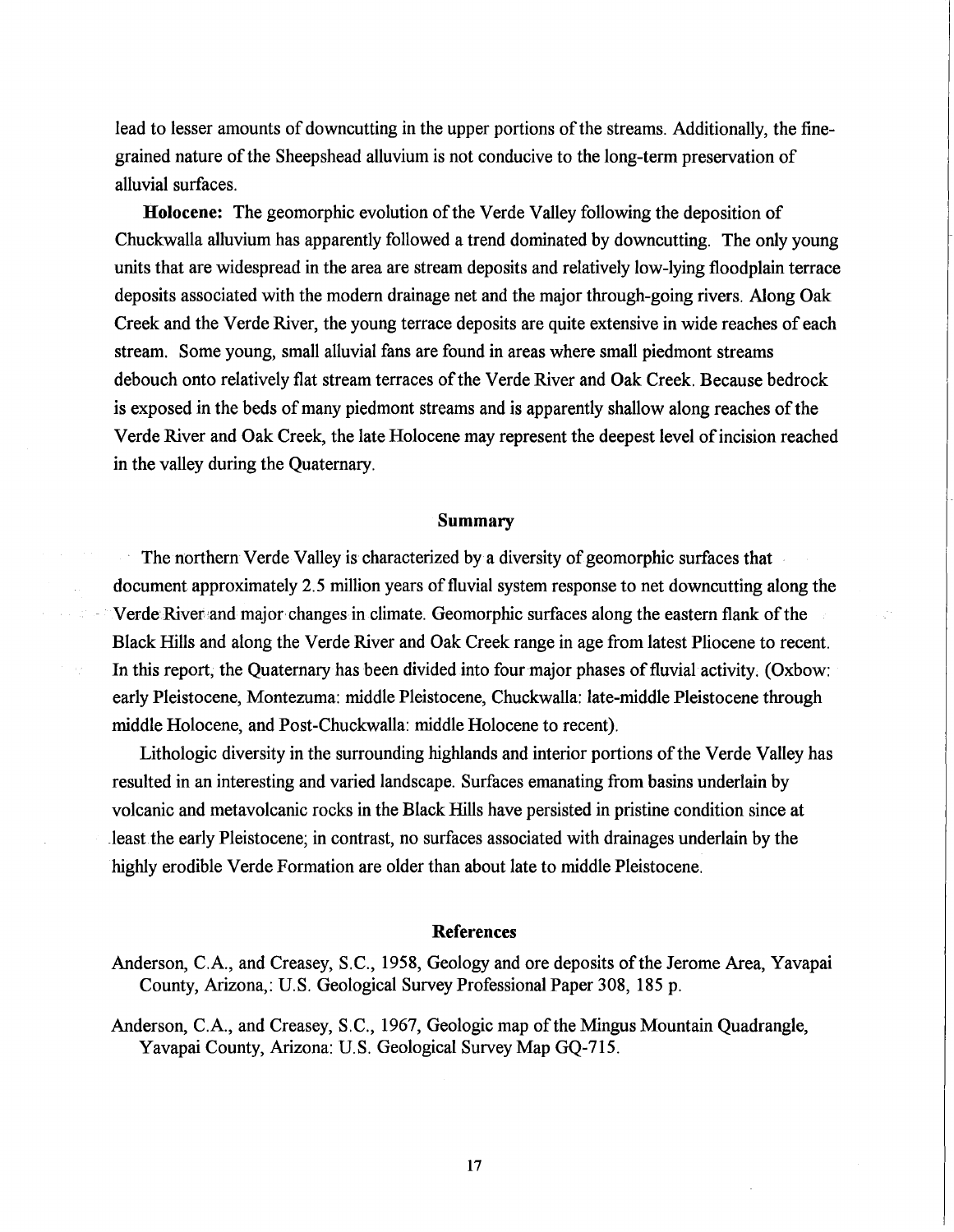lead to lesser amounts of downcutting in the upper portions of the streams. Additionally, the fine-grained nature of the Sheepshead alluvium is not conducive to the long-term preservation of alluvial surfaces.

**Holocene:** The geomorphic evolution of the Verde Valley following the deposition of Chuckwalla alluvium has apparently followed a trend dominated by downcutting. The only young units that are widespread in the area are stream deposits and relatively low-lying floodplain terrace deposits associated with the modern drainage net and the major through-going rivers. Along Oak Creek and the Verde River, the young terrace deposits are quite extensive in wide reaches of each stream. Some young, small alluvial fans are found in areas where small piedmont streams debouch onto relatively flat stream terraces of the Verde River and Oak Creek. Because bedrock is exposed in the beds of many piedmont streams and is apparently shallow along reaches of the Verde River and Oak Creek, the late Holocene may represent the deepest level of incision reached in the valley during the Quaternary.

## Summary

The northern Verde Valley is characterized by a diversity of geomorphic surfaces that document approximately 2.5 million years of fluvial system response to net downcutting along the Verde River and major changes in climate. Geomorphic surfaces along the eastern flank of the Black Hills and along the Verde River and Oak Creek range in age from latest Pliocene to recent. In this report, the Quaternary has been divided into four major phases of fluvial activity. (Oxbow: early Pleistocene, Montezuma: middle Pleistocene, Chuckwalla: late-middle Pleistocene through middle Holocene, and Post-Chuckwalla: middle Holocene to recent).

Lithologic diversity in the surrounding highlands and interior portions of the Verde Valley has resulted in an interesting and varied landscape. Surfaces emanating from basins underlain by volcanic and metavolcanic rocks in the Black Hills have persisted in pristine condition since at least the early Pleistocene; in contrast, no surfaces associated with drainages underlain by the highly erodible Verde Formation are older than about late to middle Pleistocene.

## References

Anderson, C.A., and Creasey, S.C., 1958, Geology and ore deposits of the Jerome Area, Yavapai County, Arizona,: U.S. Geological Survey Professional Paper 308, 185 p.

Anderson, C.A., and Creasey, S.C., 1967, Geologic map of the Mingus Mountain Quadrangle, Yavapai County, Arizona: U.S. Geological Survey Map GQ-715.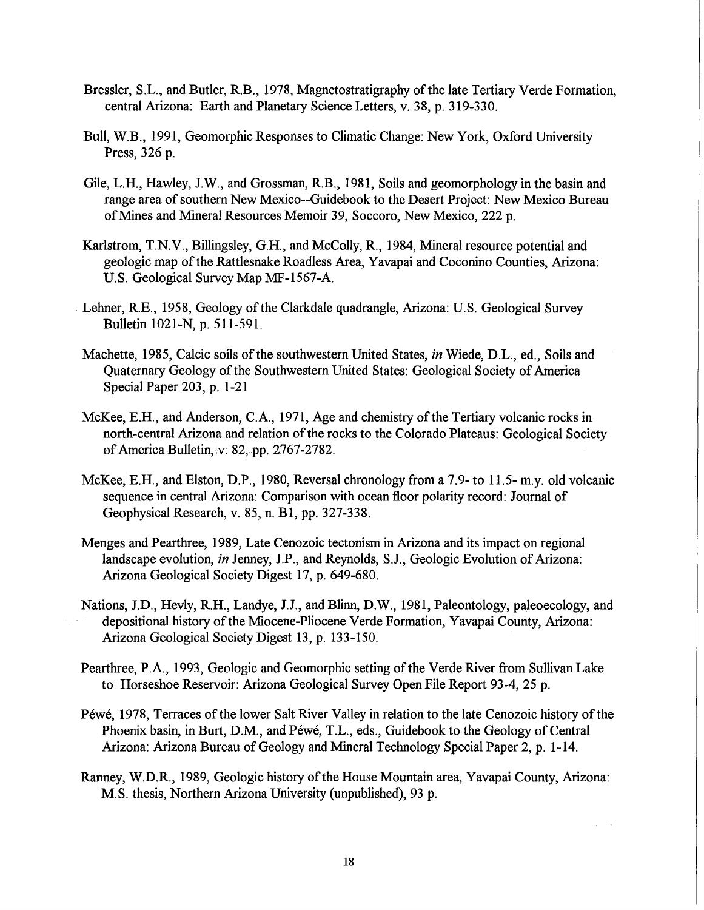Bressler, S.L., and Butler, R.B., 1978, Magnetostratigraphy of the late Tertiary Verde Formation, central Arizona: Earth and Planetary Science Letters, v. 38, p. 319-330.

Bull, W.B., 1991, Geomorphic Responses to Climatic Change: New York, Oxford University Press, 326 p.

Gile, L.H., Hawley, J.W., and Grossman, R.B., 1981, Soils and geomorphology in the basin and range area of southern New Mexico--Guidebook to the Desert Project: New Mexico Bureau of Mines and Mineral Resources Memoir 39, Soccoro, New Mexico, 222 p.

Karlstrom, T.N.V., Billingsley, G.H., and McColly, R., 1984, Mineral resource potential and geologic map of the Rattlesnake Roadless Area, Yavapai and Coconino Counties, Arizona: U.S. Geological Survey Map MF-1567-A.

Lehner, R.E., 1958, Geology of the Clarkdale quadrangle, Arizona: U.S. Geological Survey Bulletin 1021-N, p. 511-591.

Machette, 1985, Calcic soils of the southwestern United States, *in* Wiede, D.L., ed., Soils and Quaternary Geology of the Southwestern United States: Geological Society of America Special Paper 203, p. 1-21

McKee, E.H., and Anderson, C.A., 1971, Age and chemistry of the Tertiary volcanic rocks in north-central Arizona and relation of the rocks to the Colorado Plateaus: Geological Society of America Bulletin, v. 82, pp. 2767-2782.

McKee, E.H., and Elston, D.P., 1980, Reversal chronology from a 7.9- to 11.5- m.y. old volcanic sequence in central Arizona: Comparison with ocean floor polarity record: Journal of Geophysical Research, v. 85, n. B1, pp. 327-338.

Menges and Pearthree, 1989, Late Cenozoic tectonism in Arizona and its impact on regional landscape evolution, *in* Jenney, J.P., and Reynolds, S.J., Geologic Evolution of Arizona: Arizona Geological Society Digest 17, p. 649-680.

Nations, J.D., Hevly, R.H., Landye, J.J., and Blinn, D.W., 1981, Paleontology, paleoecology, and depositional history of the Miocene-Pliocene Verde Formation, Yavapai County, Arizona: Arizona Geological Society Digest 13, p. 133-150.

Pearthree, P.A., 1993, Geologic and Geomorphic setting of the Verde River from Sullivan Lake to Horseshoe Reservoir: Arizona Geological Survey Open File Report 93-4, 25 p.

Péwé, 1978, Terraces of the lower Salt River Valley in relation to the late Cenozoic history of the Phoenix basin, in Burt, D.M., and Péwé, T.L., eds., Guidebook to the Geology of Central Arizona: Arizona Bureau of Geology and Mineral Technology Special Paper 2, p. 1-14.

Ranney, W.D.R., 1989, Geologic history of the House Mountain area, Yavapai County, Arizona: M.S. thesis, Northern Arizona University (unpublished), 93 p.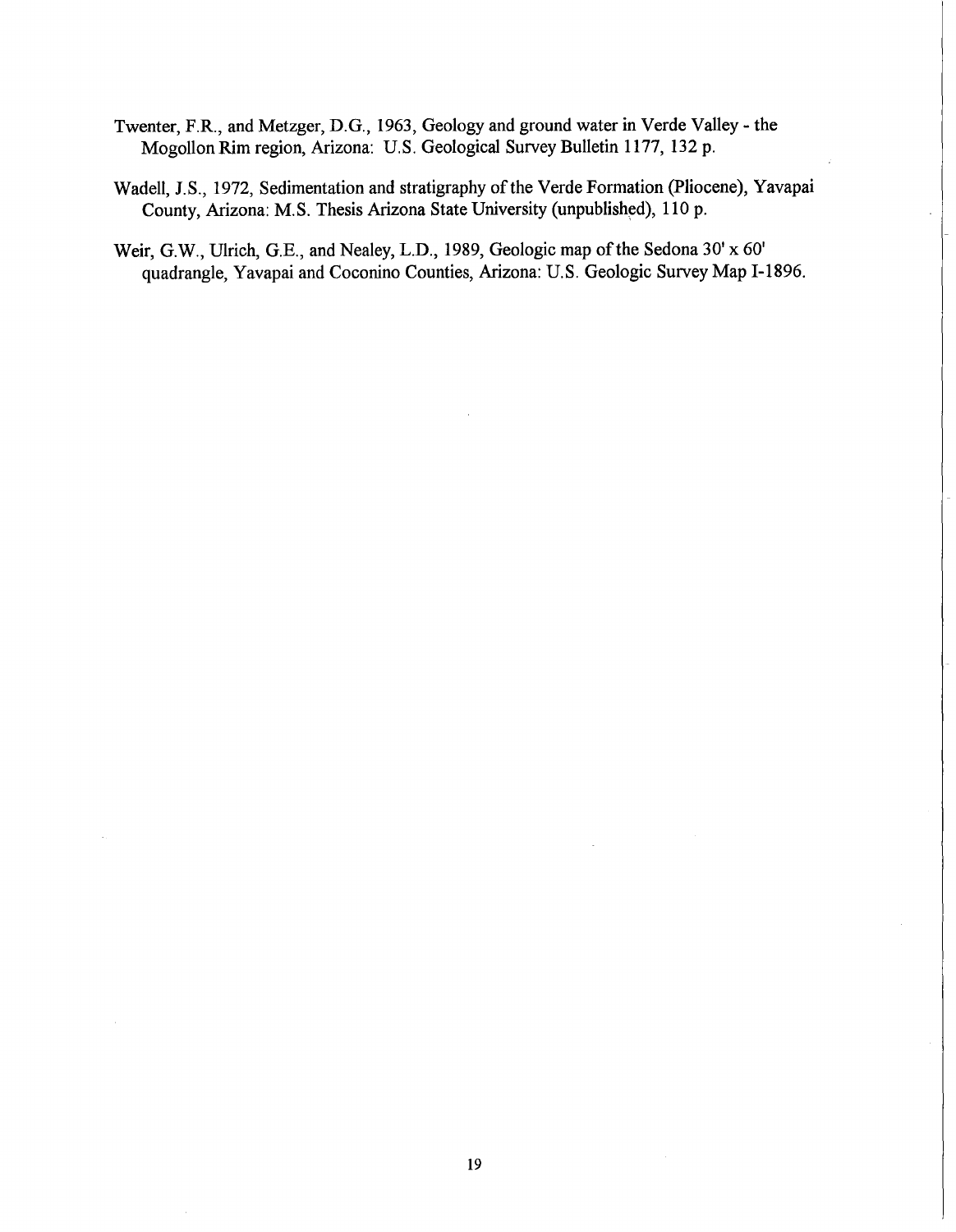Twenter, F.R., and Metzger, D.G., 1963, Geology and ground water in Verde Valley - the Mogollon Rim region, Arizona: U.S. Geological Survey Bulletin 1177, 132 p.

Wadell, J.S., 1972, Sedimentation and stratigraphy of the Verde Formation (Pliocene), Yavapai County, Arizona: M.S. Thesis Arizona State University (unpublished), 110 p.

Weir, G.W., Ulrich, G.E., and Nealey, L.D., 1989, Geologic map of the Sedona 30' x 60' quadrangle, Yavapai and Coconino Counties, Arizona: U.S. Geologic Survey Map I-1896.